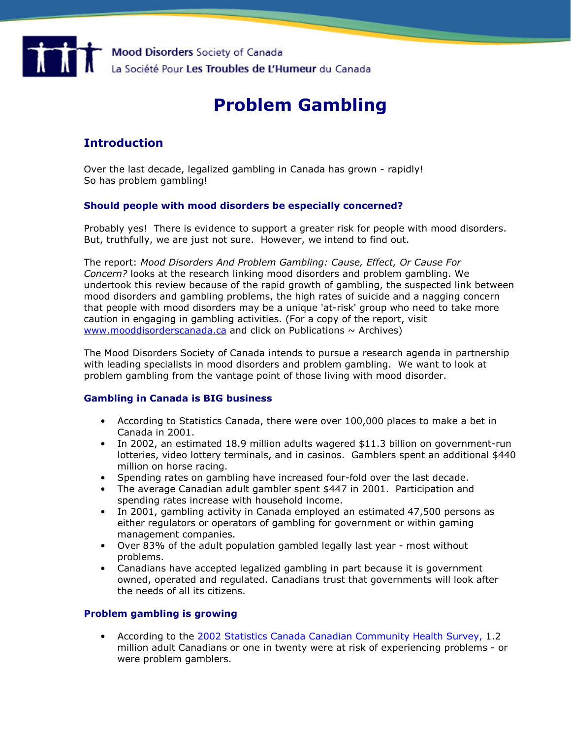Mood Disorders Society of Canada
La Société Pour Les Troubles de L'Humeur du Canada

# Problem Gambling

## Introduction

Over the last decade, legalized gambling in Canada has grown - rapidly!
So has problem gambling!

### Should people with mood disorders be especially concerned?

Probably yes! There is evidence to support a greater risk for people with mood disorders. But, truthfully, we are just not sure. However, we intend to find out.

The report: *Mood Disorders And Problem Gambling: Cause, Effect, Or Cause For Concern?* looks at the research linking mood disorders and problem gambling. We undertook this review because of the rapid growth of gambling, the suspected link between mood disorders and gambling problems, the high rates of suicide and a nagging concern that people with mood disorders may be a unique 'at-risk' group who need to take more caution in engaging in gambling activities. (For a copy of the report, visit www.mooddisorderscanada.ca and click on Publications ~ Archives)

The Mood Disorders Society of Canada intends to pursue a research agenda in partnership with leading specialists in mood disorders and problem gambling. We want to look at problem gambling from the vantage point of those living with mood disorder.

### Gambling in Canada is BIG business

- According to Statistics Canada, there were over 100,000 places to make a bet in Canada in 2001.
- In 2002, an estimated 18.9 million adults wagered $11.3 billion on government-run lotteries, video lottery terminals, and in casinos. Gamblers spent an additional $440 million on horse racing.
- Spending rates on gambling have increased four-fold over the last decade.
- The average Canadian adult gambler spent $447 in 2001. Participation and spending rates increase with household income.
- In 2001, gambling activity in Canada employed an estimated 47,500 persons as either regulators or operators of gambling for government or within gaming management companies.
- Over 83% of the adult population gambled legally last year - most without problems.
- Canadians have accepted legalized gambling in part because it is government owned, operated and regulated. Canadians trust that governments will look after the needs of all its citizens.

### Problem gambling is growing

- According to the 2002 Statistics Canada Canadian Community Health Survey, 1.2 million adult Canadians or one in twenty were at risk of experiencing problems - or were problem gamblers.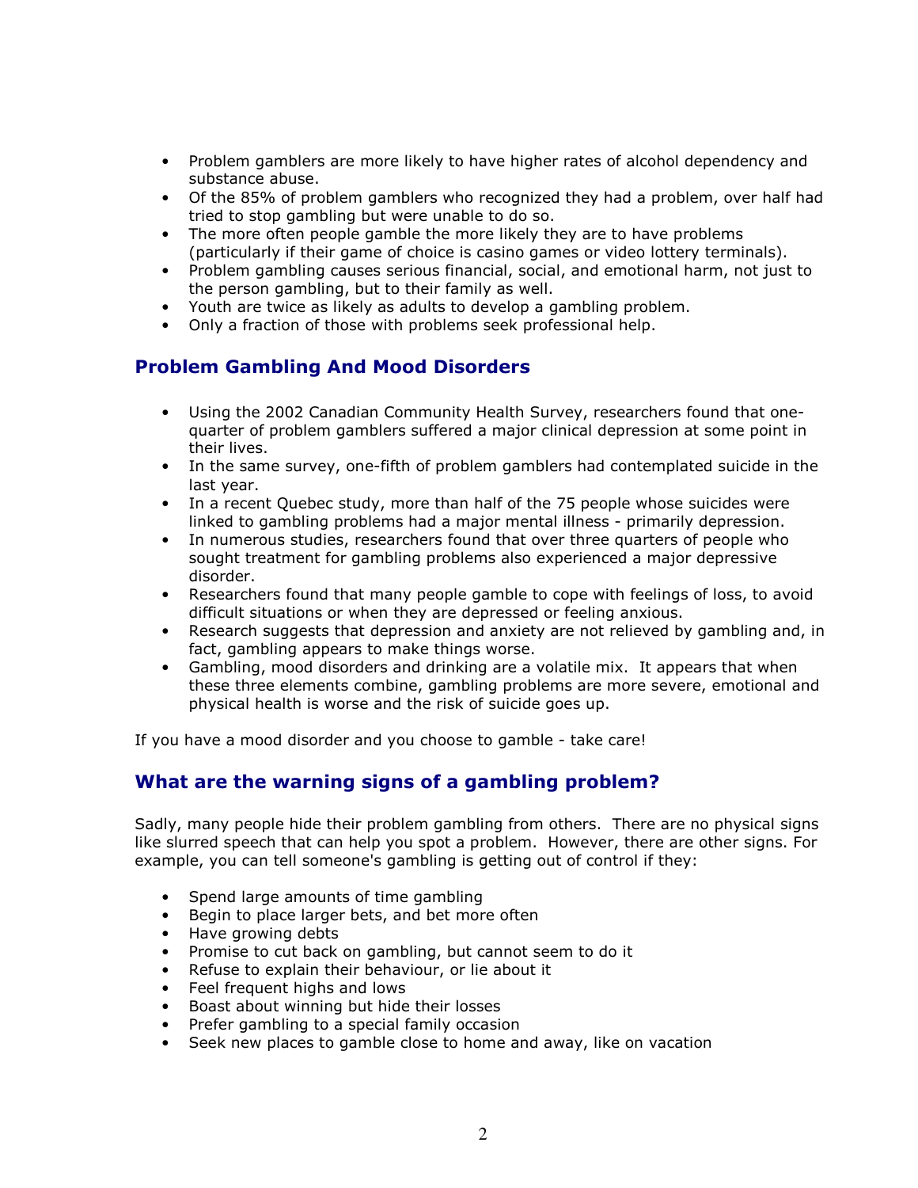- Problem gamblers are more likely to have higher rates of alcohol dependency and substance abuse.
- Of the 85% of problem gamblers who recognized they had a problem, over half had tried to stop gambling but were unable to do so.
- The more often people gamble the more likely they are to have problems (particularly if their game of choice is casino games or video lottery terminals).
- Problem gambling causes serious financial, social, and emotional harm, not just to the person gambling, but to their family as well.
- Youth are twice as likely as adults to develop a gambling problem.
- Only a fraction of those with problems seek professional help.

## Problem Gambling And Mood Disorders

- Using the 2002 Canadian Community Health Survey, researchers found that one-quarter of problem gamblers suffered a major clinical depression at some point in their lives.
- In the same survey, one-fifth of problem gamblers had contemplated suicide in the last year.
- In a recent Quebec study, more than half of the 75 people whose suicides were linked to gambling problems had a major mental illness - primarily depression.
- In numerous studies, researchers found that over three quarters of people who sought treatment for gambling problems also experienced a major depressive disorder.
- Researchers found that many people gamble to cope with feelings of loss, to avoid difficult situations or when they are depressed or feeling anxious.
- Research suggests that depression and anxiety are not relieved by gambling and, in fact, gambling appears to make things worse.
- Gambling, mood disorders and drinking are a volatile mix. It appears that when these three elements combine, gambling problems are more severe, emotional and physical health is worse and the risk of suicide goes up.

If you have a mood disorder and you choose to gamble - take care!

## What are the warning signs of a gambling problem?

Sadly, many people hide their problem gambling from others. There are no physical signs like slurred speech that can help you spot a problem. However, there are other signs. For example, you can tell someone's gambling is getting out of control if they:

- Spend large amounts of time gambling
- Begin to place larger bets, and bet more often
- Have growing debts
- Promise to cut back on gambling, but cannot seem to do it
- Refuse to explain their behaviour, or lie about it
- Feel frequent highs and lows
- Boast about winning but hide their losses
- Prefer gambling to a special family occasion
- Seek new places to gamble close to home and away, like on vacation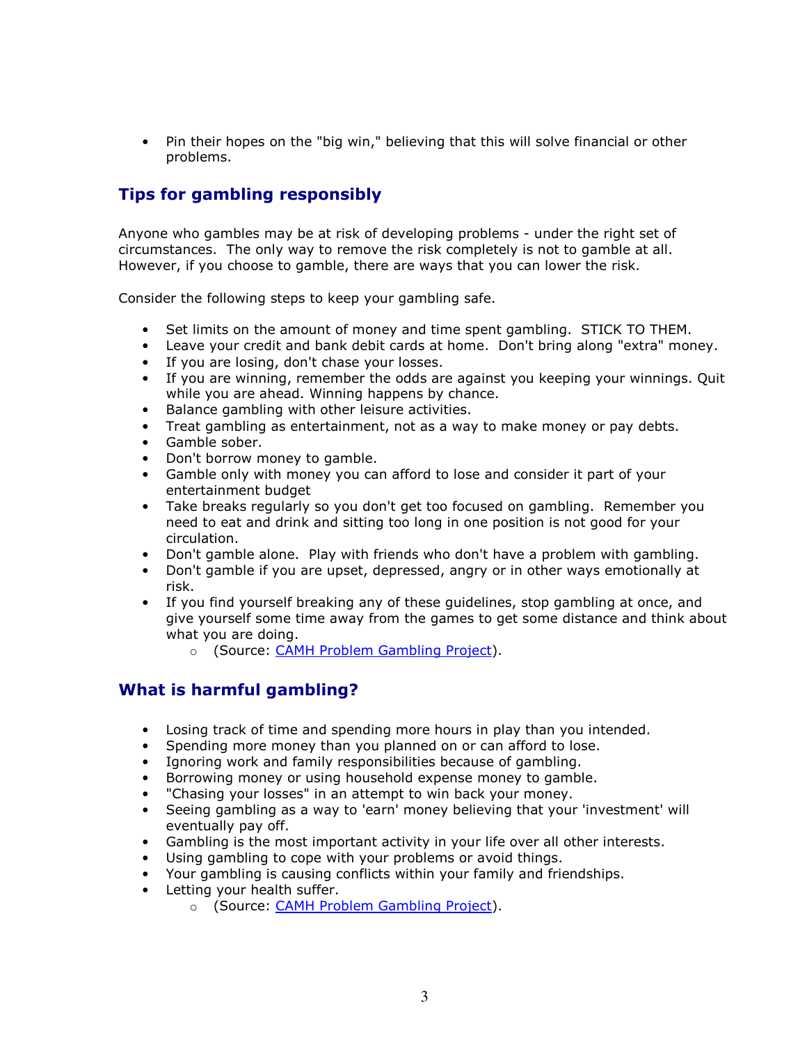- Pin their hopes on the "big win," believing that this will solve financial or other problems.

## Tips for gambling responsibly

Anyone who gambles may be at risk of developing problems - under the right set of circumstances. The only way to remove the risk completely is not to gamble at all. However, if you choose to gamble, there are ways that you can lower the risk.

Consider the following steps to keep your gambling safe.

- Set limits on the amount of money and time spent gambling. STICK TO THEM.
- Leave your credit and bank debit cards at home. Don't bring along "extra" money.
- If you are losing, don't chase your losses.
- If you are winning, remember the odds are against you keeping your winnings. Quit while you are ahead. Winning happens by chance.
- Balance gambling with other leisure activities.
- Treat gambling as entertainment, not as a way to make money or pay debts.
- Gamble sober.
- Don't borrow money to gamble.
- Gamble only with money you can afford to lose and consider it part of your entertainment budget
- Take breaks regularly so you don't get too focused on gambling. Remember you need to eat and drink and sitting too long in one position is not good for your circulation.
- Don't gamble alone. Play with friends who don't have a problem with gambling.
- Don't gamble if you are upset, depressed, angry or in other ways emotionally at risk.
- If you find yourself breaking any of these guidelines, stop gambling at once, and give yourself some time away from the games to get some distance and think about what you are doing.
    - (Source: CAMH Problem Gambling Project).

## What is harmful gambling?

- Losing track of time and spending more hours in play than you intended.
- Spending more money than you planned on or can afford to lose.
- Ignoring work and family responsibilities because of gambling.
- Borrowing money or using household expense money to gamble.
- "Chasing your losses" in an attempt to win back your money.
- Seeing gambling as a way to 'earn' money believing that your 'investment' will eventually pay off.
- Gambling is the most important activity in your life over all other interests.
- Using gambling to cope with your problems or avoid things.
- Your gambling is causing conflicts within your family and friendships.
- Letting your health suffer.
    - (Source: CAMH Problem Gambling Project).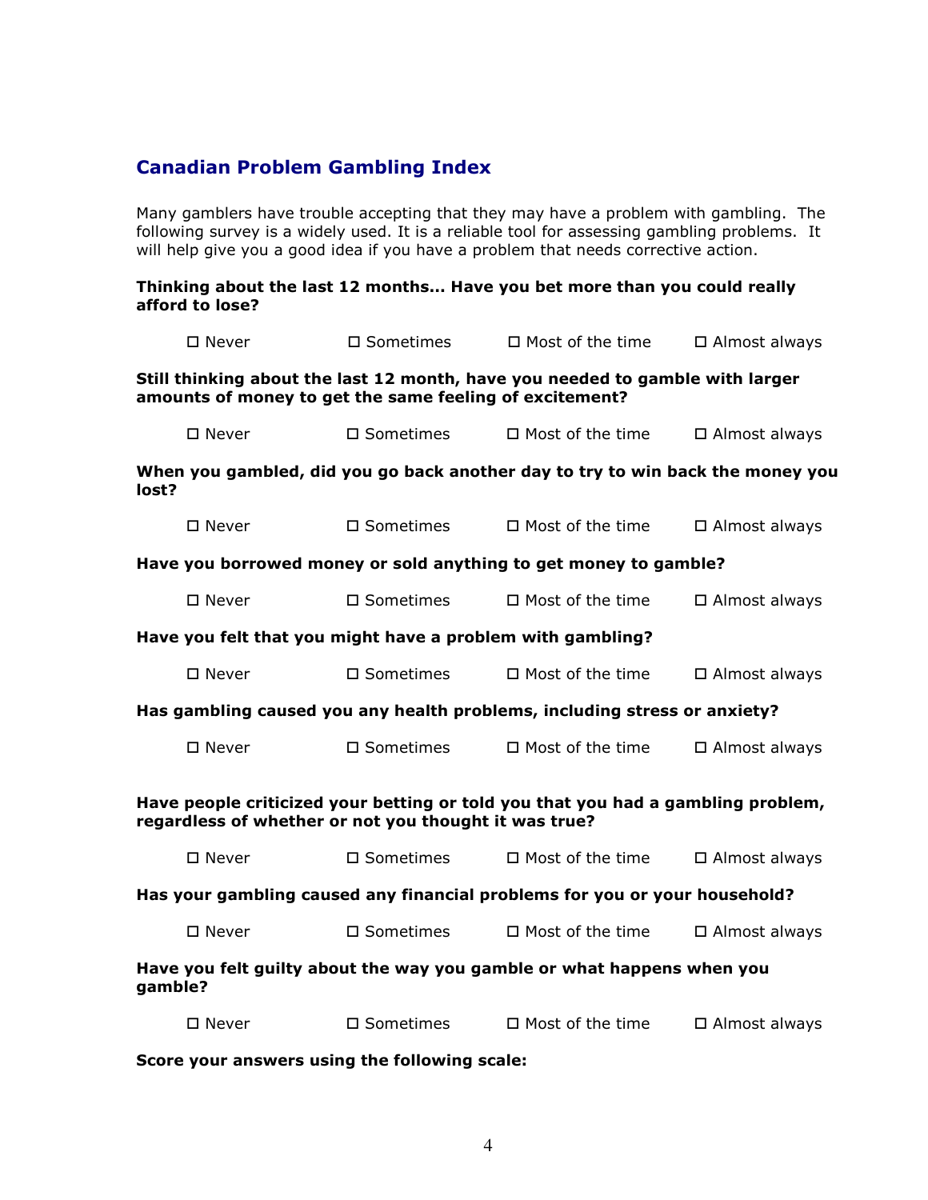## Canadian Problem Gambling Index

Many gamblers have trouble accepting that they may have a problem with gambling. The following survey is a widely used. It is a reliable tool for assessing gambling problems. It will help give you a good idea if you have a problem that needs corrective action.

**Thinking about the last 12 months… Have you bet more than you could really afford to lose?**

☐ Never ☐ Sometimes ☐ Most of the time ☐ Almost always

**Still thinking about the last 12 month, have you needed to gamble with larger amounts of money to get the same feeling of excitement?**

☐ Never ☐ Sometimes ☐ Most of the time ☐ Almost always

**When you gambled, did you go back another day to try to win back the money you lost?**

☐ Never ☐ Sometimes ☐ Most of the time ☐ Almost always

**Have you borrowed money or sold anything to get money to gamble?**

☐ Never ☐ Sometimes ☐ Most of the time ☐ Almost always

**Have you felt that you might have a problem with gambling?**

☐ Never ☐ Sometimes ☐ Most of the time ☐ Almost always

**Has gambling caused you any health problems, including stress or anxiety?**

☐ Never ☐ Sometimes ☐ Most of the time ☐ Almost always

**Have people criticized your betting or told you that you had a gambling problem, regardless of whether or not you thought it was true?**

☐ Never ☐ Sometimes ☐ Most of the time ☐ Almost always

**Has your gambling caused any financial problems for you or your household?**

☐ Never ☐ Sometimes ☐ Most of the time ☐ Almost always

**Have you felt guilty about the way you gamble or what happens when you gamble?**

☐ Never ☐ Sometimes ☐ Most of the time ☐ Almost always

**Score your answers using the following scale:**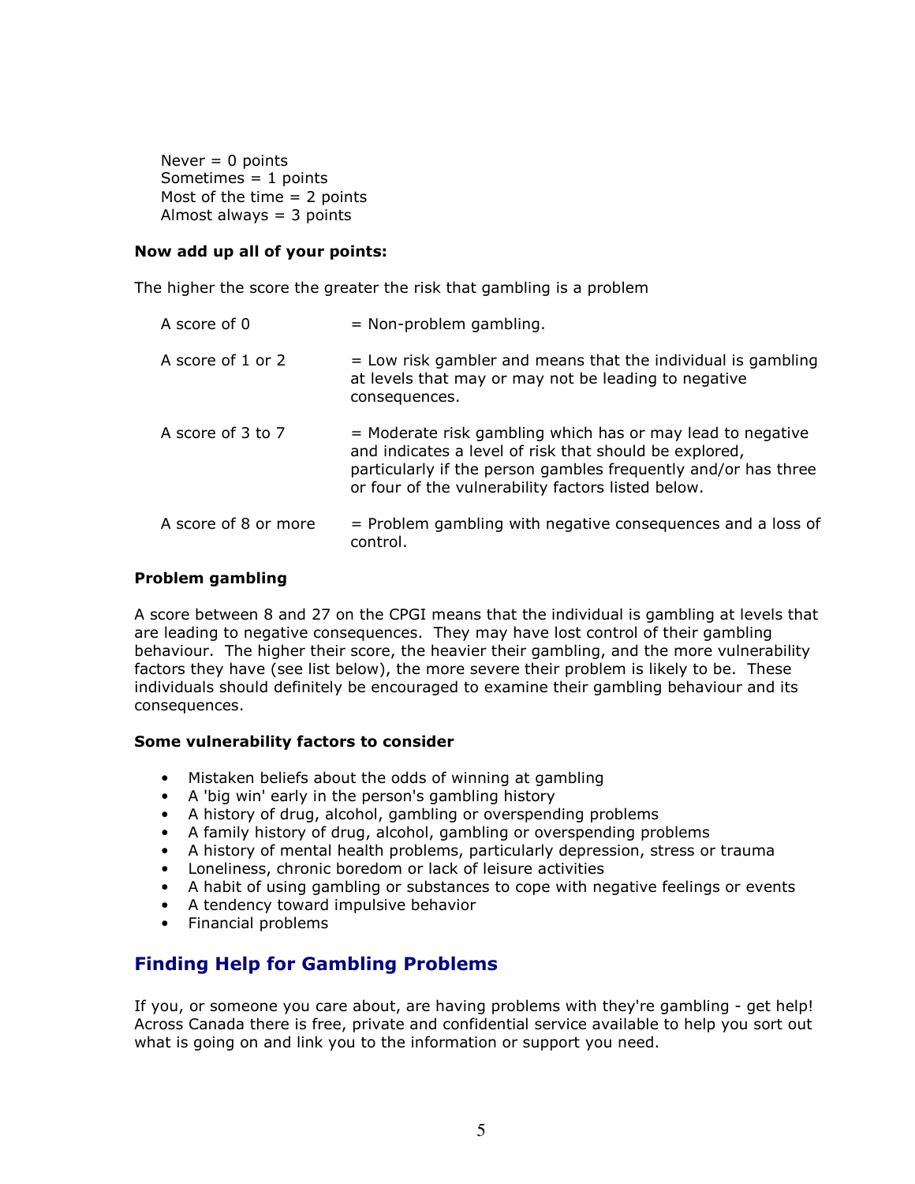Never = 0 points
Sometimes = 1 points
Most of the time = 2 points
Almost always = 3 points

**Now add up all of your points:**

The higher the score the greater the risk that gambling is a problem

| | |
|---|---|
| A score of 0 | = Non-problem gambling. |
| A score of 1 or 2 | = Low risk gambler and means that the individual is gambling at levels that may or may not be leading to negative consequences. |
| A score of 3 to 7 | = Moderate risk gambling which has or may lead to negative and indicates a level of risk that should be explored, particularly if the person gambles frequently and/or has three or four of the vulnerability factors listed below. |
| A score of 8 or more | = Problem gambling with negative consequences and a loss of control. |

**Problem gambling**

A score between 8 and 27 on the CPGI means that the individual is gambling at levels that are leading to negative consequences. They may have lost control of their gambling behaviour. The higher their score, the heavier their gambling, and the more vulnerability factors they have (see list below), the more severe their problem is likely to be. These individuals should definitely be encouraged to examine their gambling behaviour and its consequences.

**Some vulnerability factors to consider**

- Mistaken beliefs about the odds of winning at gambling
- A 'big win' early in the person's gambling history
- A history of drug, alcohol, gambling or overspending problems
- A family history of drug, alcohol, gambling or overspending problems
- A history of mental health problems, particularly depression, stress or trauma
- Loneliness, chronic boredom or lack of leisure activities
- A habit of using gambling or substances to cope with negative feelings or events
- A tendency toward impulsive behavior
- Financial problems

## Finding Help for Gambling Problems

If you, or someone you care about, are having problems with they're gambling - get help! Across Canada there is free, private and confidential service available to help you sort out what is going on and link you to the information or support you need.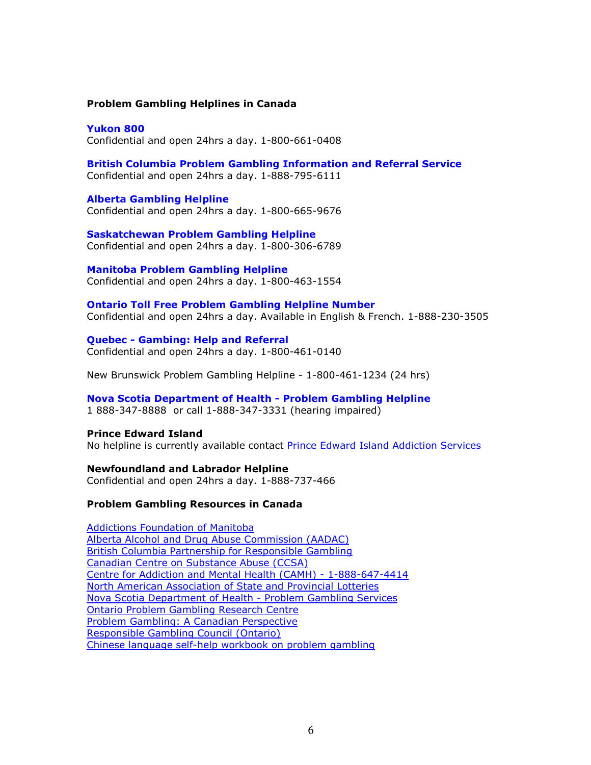## Problem Gambling Helplines in Canada

**Yukon 800**
Confidential and open 24hrs a day. 1-800-661-0408

**British Columbia Problem Gambling Information and Referral Service**
Confidential and open 24hrs a day. 1-888-795-6111

**Alberta Gambling Helpline**
Confidential and open 24hrs a day. 1-800-665-9676

**Saskatchewan Problem Gambling Helpline**
Confidential and open 24hrs a day. 1-800-306-6789

**Manitoba Problem Gambling Helpline**
Confidential and open 24hrs a day. 1-800-463-1554

**Ontario Toll Free Problem Gambling Helpline Number**
Confidential and open 24hrs a day. Available in English & French. 1-888-230-3505

**Quebec - Gambing: Help and Referral**
Confidential and open 24hrs a day. 1-800-461-0140

New Brunswick Problem Gambling Helpline - 1-800-461-1234 (24 hrs)

**Nova Scotia Department of Health - Problem Gambling Helpline**
1 888-347-8888 or call 1-888-347-3331 (hearing impaired)

**Prince Edward Island**
No helpline is currently available contact Prince Edward Island Addiction Services

**Newfoundland and Labrador Helpline**
Confidential and open 24hrs a day. 1-888-737-466

## Problem Gambling Resources in Canada

Addictions Foundation of Manitoba
Alberta Alcohol and Drug Abuse Commission (AADAC)
British Columbia Partnership for Responsible Gambling
Canadian Centre on Substance Abuse (CCSA)
Centre for Addiction and Mental Health (CAMH) - 1-888-647-4414
North American Association of State and Provincial Lotteries
Nova Scotia Department of Health - Problem Gambling Services
Ontario Problem Gambling Research Centre
Problem Gambling: A Canadian Perspective
Responsible Gambling Council (Ontario)
Chinese language self-help workbook on problem gambling